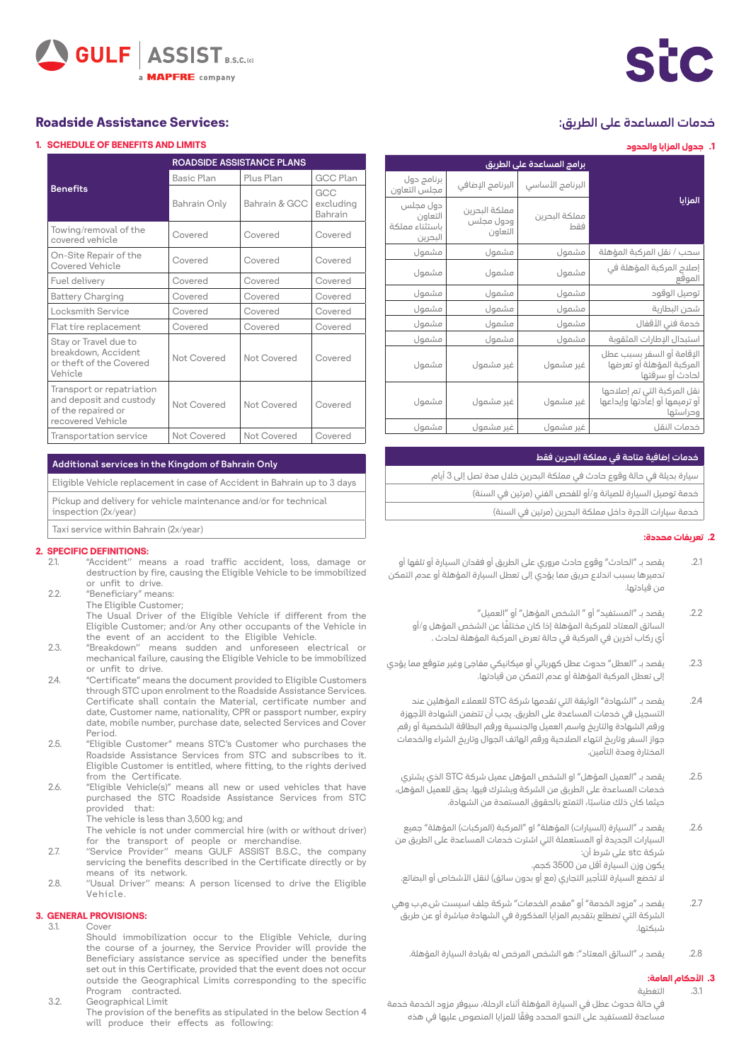GULF ASSIST B.S.C.(c) — a MAPFRE company

stc

# Roadside Assistance Services:

## 1. SCHEDULE OF BENEFITS AND LIMITS

| Benefits | ROADSIDE ASSISTANCE PLANS | | |
|---|---|---|---|
| | Basic Plan | Plus Plan | GCC Plan |
| | Bahrain Only | Bahrain & GCC | GCC excluding Bahrain |
| Towing/removal of the covered vehicle | Covered | Covered | Covered |
| On-Site Repair of the Covered Vehicle | Covered | Covered | Covered |
| Fuel delivery | Covered | Covered | Covered |
| Battery Charging | Covered | Covered | Covered |
| Locksmith Service | Covered | Covered | Covered |
| Flat tire replacement | Covered | Covered | Covered |
| Stay or Travel due to breakdown, Accident or theft of the Covered Vehicle | Not Covered | Not Covered | Covered |
| Transport or repatriation and delivery and custody of the repaired or recovered Vehicle | Not Covered | Not Covered | Covered |
| Transportation service | Not Covered | Not Covered | Covered |

| Additional services in the Kingdom of Bahrain Only |
|---|
| Eligible Vehicle replacement in case of Accident in Bahrain up to 3 days |
| Pickup and delivery for vehicle maintenance and/or for technical inspection (2x/year) |
| Taxi service within Bahrain (2x/year) |

## 2. SPECIFIC DEFINITIONS:

2.1. "Accident" means a road traffic accident, loss, damage or destruction by fire, causing the Eligible Vehicle to be immobilized or unfit to drive.

2.2. "Beneficiary" means:
The Eligible Customer;
The Usual Driver of the Eligible Vehicle if different from the Eligible Customer; and/or Any other occupants of the Vehicle in the event of an accident to the Eligible Vehicle.

2.3. "Breakdown" means sudden and unforeseen electrical or mechanical failure, causing the Eligible Vehicle to be immobilized or unfit to drive.

2.4. "Certificate" means the document provided to Eligible Customers through STC upon enrolment to the Roadside Assistance Services. Certificate shall contain the Material, certificate number and date, Customer name, nationality, CPR or passport number, expiry date, mobile number, purchase date, selected Services and Cover Period.

2.5. "Eligible Customer" means STC's Customer who purchases the Roadside Assistance Services from STC and subscribes to it. Eligible Customer is entitled, where fitting, to the rights derived from the Certificate.

2.6. "Eligible Vehicle(s)" means all new or used vehicles that have purchased the STC Roadside Assistance Services from STC provided that:
The vehicle is less than 3,500 kg; and
The vehicle is not under commercial hire (with or without driver) for the transport of people or merchandise.

2.7. "Service Provider" means GULF ASSIST B.S.C., the company servicing the benefits described in the Certificate directly or by means of its network.

2.8. "Usual Driver" means: A person licensed to drive the Eligible Vehicle.

## 3. GENERAL PROVISIONS:

3.1. Cover
Should immobilization occur to the Eligible Vehicle, during the course of a journey, the Service Provider will provide the Beneficiary assistance service as specified under the benefits set out in this Certificate, provided that the event does not occur outside the Geographical Limits corresponding to the specific Program contracted.

3.2. Geographical Limit
The provision of the benefits as stipulated in the below Section 4 will produce their effects as following:

# خدمات المساعدة على الطريق:

## 1. جدول المزايا والحدود

| المزايا | برامج المساعدة على الطريق | | |
|---|---|---|---|
| | البرنامج الأساسي | البرنامج الإضافي | برنامج دول مجلس التعاون |
| | مملكة البحرين فقط | مملكة البحرين ودول مجلس التعاون | دول مجلس التعاون باستثناء مملكة البحرين |
| سحب / نقل المركبة المؤهلة | مشمول | مشمول | مشمول |
| إصلاح المركبة المؤهلة في الموقع | مشمول | مشمول | مشمول |
| توصيل الوقود | مشمول | مشمول | مشمول |
| شحن البطارية | مشمول | مشمول | مشمول |
| خدمة فني الأقفال | مشمول | مشمول | مشمول |
| استبدال الإطارات المثقوبة | مشمول | مشمول | مشمول |
| الإقامة أو السفر بسبب عطل المركبة المؤهلة أو تعرضها لحادث أو سرقتها | غير مشمول | غير مشمول | مشمول |
| نقل المركبة التي تم إصلاحها أو ترميمها أو إعادتها وإيداعها وحراستها | غير مشمول | غير مشمول | مشمول |
| خدمات النقل | غير مشمول | غير مشمول | مشمول |

| خدمات إضافية متاحة في مملكة البحرين فقط |
|---|
| سيارة بديلة في حالة وقوع حادث في مملكة البحرين خلال مدة تصل إلى 3 أيام |
| خدمة توصيل السيارة للصيانة و/أو للفحص الفني (مرتين في السنة) |
| خدمة سيارات الأجرة داخل مملكة البحرين (مرتين في السنة) |

## 2. تعريفات محددة:

2.1. يقصد بـ "الحادث" وقوع حادث مروري على الطريق أو فقدان السيارة أو تلفها أو تدميرها بسبب اندلاع حريق مما يؤدي إلى تعطل السيارة المؤهلة أو عدم التمكن من قيادتها.

2.2. يقصد بـ "المستفيد" أو " الشخص المؤهل" أو "العميل" السائق المعتاد للمركبة المؤهلة إذا كان مختلفاً عن الشخص المؤهل و/أو أي ركاب آخرين في المركبة في حالة تعرض المركبة المؤهلة لحادث .

2.3. يقصد بـ "العطل" حدوث عطل كهربائي أو ميكانيكي مفاجئ وغير متوقع مما يؤدي إلى تعطل المركبة المؤهلة أو عدم التمكن من قيادتها.

2.4. يقصد بـ "الشهادة" الوثيقة التي تقدمها شركة STC للعملاء المؤهلين عند التسجيل في خدمات المساعدة على الطريق. يجب أن تتضمن الشهادة الأجهزة ورقم الشهادة والتاريخ واسم العميل والجنسية ورقم البطاقة الشخصية أو رقم جواز السفر وتاريخ انتهاء الصلاحية ورقم الهاتف الجوال وتاريخ الشراء والخدمات المختارة ومدة التأمين.

2.5. يقصد بـ "العميل المؤهل" او الشخص المؤهل عميل شركة STC الذي يشتري خدمات المساعدة على الطريق من الشركة ويشترك فيها. يحق للعميل المؤهل، حيثما كان ذلك مناسبا، التمتع بالحقوق المستمدة من الشهادة.

2.6. يقصد بـ "السيارة (السيارات) المؤهلة" او "المركبة (المركبات) المؤهلة" جميع السيارات الجديدة أو المستعملة التي اشترت خدمات المساعدة على الطريق من شركة stc على شرط أن:
يكون وزن السيارة أقل من 3500 كجم.
لا تخضع السيارة للتأجير التجاري (مع أو بدون سائق) لنقل الأشخاص أو البضائع.

2.7. يقصد بـ "مزود الخدمة" أو "مقدم الخدمات" شركة جلف اسيست ش.م.ب وهي الشركة التي تضطلع بتقديم المزايا المذكورة في الشهادة مباشرة أو عن طريق شبكتها.

2.8. يقصد بـ "السائق المعتاد": هو الشخص المرخص له بقيادة السيارة المؤهلة.

## 3. الأحكام العامة:

3.1. التغطية
في حالة حدوث عطل في السيارة المؤهلة أثناء الرحلة، سيوفر مزود الخدمة خدمة مساعدة للمستفيد على النحو المحدد وفقًا للمزايا المنصوص عليها في هذه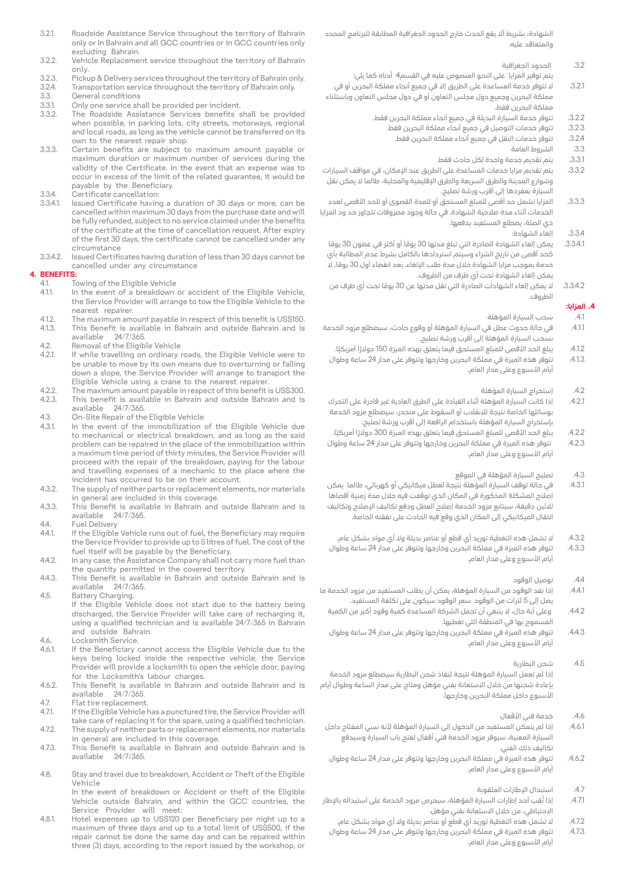3.2.1. Roadside Assistance Service throughout the territory of Bahrain only or In Bahrain and all GCC countries or in GCC countries only excluding Bahrain.

3.2.2. Vehicle Replacement service throughout the territory of Bahrain only.

3.2.3. Pickup & Delivery services throughout the territory of Bahrain only.

3.2.4. Transportation service throughout the territory of Bahrain only.

3.3. General conditions

3.3.1. Only one service shall be provided per incident.

3.3.2. The Roadside Assistance Services benefits shall be provided when possible, in parking lots, city streets, motorways, regional and local roads, as long as the vehicle cannot be transferred on its own to the nearest repair shop.

3.3.3. Certain benefits are subject to maximum amount payable or maximum duration or maximum number of services during the validity of the Certificate. In the event that an expense was to occur in excess of the limit of the related guarantee, it would be payable by the Beneficiary.

3.3.4. Certificate cancellation:

3.3.4.1. Issued Certificate having a duration of 30 days or more, can be cancelled within maximum 30 days from the purchase date and will be fully refunded, subject to no service claimed under the benefits of the certificate at the time of cancellation request. After expiry of the first 30 days, the certificate cannot be cancelled under any circumstance

3.3.4.2. Issued Certificates having duration of less than 30 days cannot be cancelled under any circumstance

## 4. BENEFITS:

4.1. Towing of the Eligible Vehicle

4.1.1. In the event of a breakdown or accident of the Eligible Vehicle, the Service Provider will arrange to tow the Eligible Vehicle to the nearest repairer.

4.1.2. The maximum amount payable in respect of this benefit is US$150.

4.1.3. This Benefit is available in Bahrain and outside Bahrain and is available 24/7/365.

4.2. Removal of the Eligible Vehicle

4.2.1. If while travelling on ordinary roads, the Eligible Vehicle were to be unable to move by its own means due to overturning or falling down a slope, the Service Provider will arrange to transport the Eligible Vehicle using a crane to the nearest repairer.

4.2.2. The maximum amount payable in respect of this benefit is US$300.

4.2.3. This benefit is available in Bahrain and outside Bahrain and is available 24/7/365.

4.3. On-Site Repair of the Eligible Vehicle

4.3.1. In the event of the immobilization of the Eligible Vehicle due to mechanical or electrical breakdown, and as long as the said problem can be repaired in the place of the immobilization within a maximum time period of thirty minutes, the Service Provider will proceed with the repair of the breakdown, paying for the labour and travelling expenses of a mechanic to the place where the incident has occurred to be on their account.

4.3.2. The supply of neither parts or replacement elements, nor materials in general are included in this coverage.

4.3.3. This Benefit is available in Bahrain and outside Bahrain and is available 24/7/365.

4.4. Fuel Delivery

4.4.1. If the Eligible Vehicle runs out of fuel, the Beneficiary may require the Service Provider to provide up to 5 litres of fuel. The cost of the fuel itself will be payable by the Beneficiary.

4.4.2. In any case, the Assistance Company shall not carry more fuel than the quantity permitted in the covered territory.

4.4.3. This Benefit is available in Bahrain and outside Bahrain and is available 24/7/365.

4.5. Battery Charging.
If the Eligible Vehicle does not start due to the battery being discharged, the Service Provider will take care of recharging it, using a qualified technician and is available 24/7/365 in Bahrain and outside Bahrain.

4.6. Locksmith Service.

4.6.1. If the Beneficiary cannot access the Eligible Vehicle due to the keys being locked inside the respective vehicle, the Service Provider will provide a locksmith to open the vehicle door, paying for the Locksmith's labour charges.

4.6.2. This Benefit is available in Bahrain and outside Bahrain and is available 24/7/365.

4.7. Flat tire replacement.

4.7.1. If the Eligible Vehicle has a punctured tire, the Service Provider will take care of replacing it for the spare, using a qualified technician.

4.7.2. The supply of neither parts or replacement elements, nor materials in general are included in this coverage.

4.7.3. This Benefit is available in Bahrain and outside Bahrain and is available 24/7/365.

4.8. Stay and travel due to breakdown, Accident or Theft of the Eligible Vehicle
In the event of breakdown or Accident or theft of the Eligible Vehicle outside Bahrain, and within the GCC countries, the Service Provider will meet:

4.8.1. Hotel expenses up to US$120 per Beneficiary per night up to a maximum of three days and up to a total limit of US$500, if the repair cannot be done the same day and can be repaired within three (3) days, according to the report issued by the workshop, or

الشهادة، بشرط ألا يقع الحدث خارج الحدود الجغرافية المطابقة للبرنامج المحدد والمتعاقد عليه.

.3.2 الحدود الجغرافية
يتم توفير المزايا على النحو المنصوص عليه في القسم4 أدناه كما يلي:

.3.2.1 لا تتوفر خدمة المساعدة على الطريق إلا في جميع أنحاء مملكة البحرين أو في مملكة البحرين وجميع دول مجلس التعاون أو في دول مجلس التعاون وباستثناء مملكة البحرين فقط.

.3.2.2 تتوفر خدمة السيارة البديلة في جميع أنحاء مملكة البحرين فقط.

.3.2.3 تتوفر خدمات التوصيل في جميع أنحاء مملكة البحرين فقط.

.3.2.4 تتوفر خدمات النقل في جميع أنحاء مملكة البحرين فقط.

.3.3 الشروط العامة

.3.3.1 يتم تقديم خدمة واحدة لكل حادث فقط.

.3.3.2 يتم تقديم مزايا خدمات المساعدة على الطريق عند الإمكان، في مواقف السيارات وشوارع المدينة والطرق السريعة والطرق الإقليمية والمحلية، طالما لا يمكن نقل السيارة بمفردها إلى أقرب ورشة تصليح.

.3.3.3 المزايا تشمل حد أقصى للمبلغ المستحق أو للمدة القصوى أو للحد الأقصى لعدد الخدمات أثناء مدة صلاحية الشهادة. في حالة وجود مصروفات تتجاوز حد ود المزايا ذي الصلة، يضطلع المستفيد بدفعها.

.3.3.4 إلغاء الشهادة:

.3.3.4.1 يمكن إلغاء الشهادة الصادرة التي تبلغ مدتها 30 يومًا أو أكثر في غضون 30 يومًا كحد أقصى من تاريخ الشراء وسيتم استردادها بالكامل بشرط عدم المطالبة بأي خدمة بموجب مزايا الشهادة خلال مدة طلب الإلغاء. بعد انقضاء أول 30 يومًا، لا يمكن إلغاء الشهادة تحت أي ظرف من الظروف.

.3.3.4.2 لا يمكن إلغاء الشهادات الصادرة التي تقل مدتها عن 30 يومًا تحت أي ظرف من الظروف.

## .4 المزايا:

.4.1 سحب السيارة المؤهلة

.4.1.1 في حالة حدوث عطل في السيارة المؤهلة أو وقوع حادث، سيضطلع مزود الخدمة بسحب السيارة المؤهلة إلى أقرب ورشة تصليح.

.4.1.2 يبلغ الحد الأقصى للمبلغ المستحق فيما يتعلق بهذه الميزة 150 دولارًا أمريكيًا.

.4.1.3 تتوفر هذه الميزة في مملكة البحرين وخارجها وتتوفر على مدار 24 ساعة وطوال أيام الأسبوع وعلى مدار العام.

.4.2 إستخراج السيارة المؤهلة

.4.2.1 إذا كانت السيارة المؤهلة أثناء القيادة على الطرق العادية غير قادرة على التحرك بوسائلها الخاصة نتيجة للانقلاب أو السقوط على منحدر، سيضطلع مزود الخدمة بإستخراج السيارة المؤهلة باستخدام الرافعة إلى أقرب ورشة تصليح.

.4.2.2 يبلغ الحد الأقصى للمبلغ المستحق فيما يتعلق بهذه الميزة 300 دولارًا أمريكيًا.

.4.2.3 تتوفر هذه الميزة في مملكة البحرين وخارجها وتتوفر على مدار 24 ساعة وطوال أيام الأسبوع وعلى مدار العام.

.4.3 تصليح السيارة المؤهلة في الموقع

.4.3.1 في حالة توقف السيارة المؤهلة نتيجة لعطل ميكانيكي أو كهربائي، طالما يمكن إصلاح المشكلة المذكورة في المكان الذي توقفت فيه خلال مدة زمنية أقصاها ثلاثين دقيقة، سيتابع مزود الخدمة إصلاح العطل ودفع تكاليف الإصلاح وتكاليف انتقال الميكانيكي إلى المكان الذي وقع فيه الحادث على نفقته الخاصة.

.4.3.2 لا تشمل هذه التغطية توريد أي قطع أو عناصر بديلة ولا أي مواد بشكل عام.

.4.3.3 تتوفر هذه الميزة في مملكة البحرين وخارجها وتتوفر على مدار 24 ساعة وطوال أيام الأسبوع وعلى مدار العام.

.4.4 توصيل الوقود

.4.4.1 إذا نفد الوقود من السيارة المؤهلة، يمكن أن يطلب المستفيد من مزود الخدمة ما يصل إلى 5 لترات من الوقود. سعر الوقود سيكون على تكلفة المستفيد.

.4.4.2 وعلى أية حال، لا ينبغي أن تحمل الشركة المساعدة كمية وقود أكبر من الكمية المسموح بها في المنطقة التي تغطيها.

.4.4.3 تتوفر هذه الميزة في مملكة البحرين وخارجها وتتوفر على مدار 24 ساعة وطوال أيام الأسبوع وعلى مدار العام.

.4.5 شحن البطارية
إذا لم تعمل السيارة المؤهلة نتيجة لنفاذ شحن البطارية سيضطلع مزود الخدمة بإعادة شحنها من خلال الاستعانة بفني مؤهل ومتاح على مدار الساعة وطوال أيام الأسبوع داخل مملكة البحرين وخارجها.

.4.6 خدمة فني الأقفال

.4.6.1 إذا لم يتمكن المستفيد من الدخول إلى السيارة المؤهلة لأنه نسي المفتاح داخل السيارة المعنية، سيوفر مزود الخدمة فني أقفال لفتح باب السيارة وسيدفع تكاليف ذلك الفني.

.4.6.2 تتوفر هذه الميزة في مملكة البحرين وخارجها وتتوفر على مدار 24 ساعة وطوال أيام الأسبوع وعلى مدار العام.

.4.7 استبدال الإطارات المثقوبة

.4.7.1 إذا ثُقب أحد إطارات السيارة المؤهلة، سيحرص مزود الخدمة على استبداله بالإطار الاحتياطي، من خلال الاستعانة بفني مؤهل.

.4.7.2 لا تشمل هذه التغطية توريد أي قطع أو عناصر بديلة ولا أي مواد بشكل عام.

.4.7.3 تتوفر هذه الميزة في مملكة البحرين وخارجها وتتوفر على مدار 24 ساعة وطوال أيام الأسبوع وعلى مدار العام.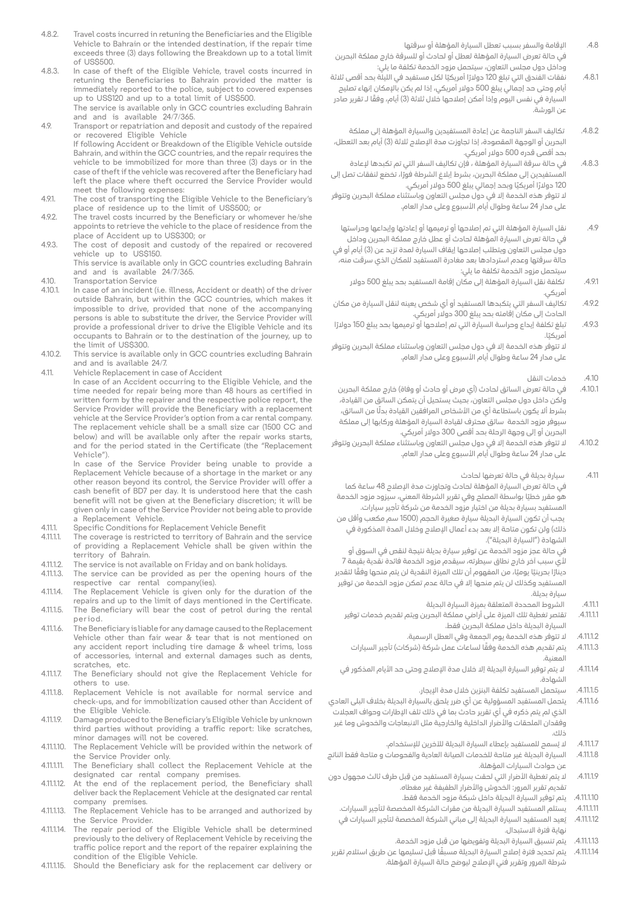4.8.2. Travel costs incurred in retuning the Beneficiaries and the Eligible Vehicle to Bahrain or the intended destination, if the repair time exceeds three (3) days following the Breakdown up to a total limit of US$500.

4.8.3. In case of theft of the Eligible Vehicle, travel costs incurred in retuning the Beneficiaries to Bahrain provided the matter is immediately reported to the police, subject to covered expenses up to US$120 and up to a total limit of US$500.

The service is available only in GCC countries excluding Bahrain and and is available 24/7/365.

4.9. Transport or repatriation and deposit and custody of the repaired or recovered Eligible Vehicle

If following Accident or Breakdown of the Eligible Vehicle outside Bahrain, and within the GCC countries, and the repair requires the vehicle to be immobilized for more than three (3) days or in the case of theft if the vehicle was recovered after the Beneficiary had left the place where theft occurred the Service Provider would meet the following expenses:

4.9.1. The cost of transporting the Eligible Vehicle to the Beneficiary's place of residence up to the limit of US$500; or

4.9.2. The travel costs incurred by the Beneficiary or whomever he/she appoints to retrieve the vehicle to the place of residence from the place of Accident up to US$300; or

4.9.3. The cost of deposit and custody of the repaired or recovered vehicle up to US$150.

This service is available only in GCC countries excluding Bahrain and and is available 24/7/365.

4.10. Transportation Service

4.10.1. In case of an incident (i.e. illness, Accident or death) of the driver outside Bahrain, but within the GCC countries, which makes it impossible to drive, provided that none of the accompanying persons is able to substitute the driver, the Service Provider will provide a professional driver to drive the Eligible Vehicle and its occupants to Bahrain or to the destination of the journey, up to the limit of US$300.

4.10.2. This service is available only in GCC countries excluding Bahrain and and is available 24/7.

4.11. Vehicle Replacement in case of Accident

In case of an Accident occurring to the Eligible Vehicle, and the time needed for repair being more than 48 hours as certified in written form by the repairer and the respective police report, the Service Provider will provide the Beneficiary with a replacement vehicle at the Service Provider's option from a car rental company. The replacement vehicle shall be a small size car (1500 CC and below) and will be available only after the repair works starts, and for the period stated in the Certificate (the "Replacement Vehicle").

In case of the Service Provider being unable to provide a Replacement Vehicle because of a shortage in the market or any other reason beyond its control, the Service Provider will offer a cash benefit of BD7 per day. It is understood here that the cash benefit will not be given at the Beneficiary discretion; it will be given only in case of the Service Provider not being able to provide a Replacement Vehicle.

4.11.1. Specific Conditions for Replacement Vehicle Benefit

4.11.1.1. The coverage is restricted to territory of Bahrain and the service of providing a Replacement Vehicle shall be given within the territory of Bahrain.

4.11.1.2. The service is not available on Friday and on bank holidays.

4.11.1.3. The service can be provided as per the opening hours of the respective car rental company(ies).

4.11.1.4. The Replacement Vehicle is given only for the duration of the repairs and up to the limit of days mentioned in the Certificate.

4.11.1.5. The Beneficiary will bear the cost of petrol during the rental period.

4.11.1.6. The Beneficiary is liable for any damage caused to the Replacement Vehicle other than fair wear & tear that is not mentioned on any accident report including tire damage & wheel trims, loss of accessories, internal and external damages such as dents, scratches, etc.

4.11.1.7. The Beneficiary should not give the Replacement Vehicle for others to use.

4.11.1.8. Replacement Vehicle is not available for normal service and check-ups, and for immobilization caused other than Accident of the Eligible Vehicle.

4.11.1.9. Damage produced to the Beneficiary's Eligible Vehicle by unknown third parties without providing a traffic report: like scratches, minor damages will not be covered.

4.11.1.10. The Replacement Vehicle will be provided within the network of the Service Provider only.

4.11.1.11. The Beneficiary shall collect the Replacement Vehicle at the designated car rental company premises.

4.11.1.12. At the end of the replacement period, the Beneficiary shall deliver back the Replacement Vehicle at the designated car rental company premises.

4.11.1.13. The Replacement Vehicle has to be arranged and authorized by the Service Provider.

4.11.1.14. The repair period of the Eligible Vehicle shall be determined previously to the delivery of Replacement Vehicle by receiving the traffic police report and the report of the repairer explaining the condition of the Eligible Vehicle.

4.11.1.15. Should the Beneficiary ask for the replacement car delivery or

4.8. الإقامة والسفر بسبب تعطل السيارة المؤهلة أو سرقتها

في حالة تعرض السيارة المؤهلة لعطل أو لحادث أو للسرقة خارج مملكة البحرين وداخل دول مجلس التعاون، سيتحمل مزود الخدمة تكلفة ما يلي:

4.8.1. نفقات الفندق التي تبلغ 120 دولارًا أمريكيًا لكل مستفيد في الليلة بحد أقصى ثلاثة أيام وحتى حد إجمالي يبلغ 500 دولار أمريكي، إذا لم يكن بالإمكان إنهاء تصليح السيارة في نفس اليوم وإذا أمكن إصلاحها خلال ثلاثة (3) أيام، وفقًا لـ تقرير صادر عن الورشة.

4.8.2. تكاليف السفر الناجمة عن إعادة المستفيدين والسيارة المؤهلة إلى مملكة البحرين أو الوجهة المقصودة، إذا تجاوزت مدة الإصلاح ثلاثة (3) أيام بعد التعطل، بحد أقصى قدره 500 دولار أمريكي.

4.8.3. في حالة سرقة السيارة المؤهلة ، فإن تكاليف السفر التي تم تكبدها لإعادة المستفيدين إلى مملكة البحرين، بشرط إبلاغ الشرطة فورًا، تخضع لنفقات تصل إلى 120 دولارًا أمريكيًا وبحد إجمالي يبلغ 500 دولار أمريكي.

لا تتوفر هذه الخدمة إلا في دول مجلس التعاون وباستثناء مملكة البحرين وتتوفر على مدار 24 ساعة وطوال أيام الأسبوع وعلى مدار العام.

4.9. نقل السيارة المؤهلة التي تم إصلاحها أو ترميمها أو إعادتها وإيداعها وحراستها

في حالة تعرض السيارة المؤهلة لحادث أو عطل خارج مملكة البحرين وداخل دول مجلس التعاون ويتطلب إصلاحها إيقاف السيارة لمدة تزيد عن (3) أيام أو في حالة سرقتها وعدم استردادها بعد مغادرة المستفيد للمكان الذي سرقت منه، سيتحمل مزود الخدمة تكلفة ما يلي:

4.9.1. تكلفة نقل السيارة المؤهلة إلى مكان إقامة المستفيد بحد يبلغ 500 دولار أمريكي.

4.9.2. تكاليف السفر التي يتكبدها المستفيد أو أي شخص يعينه لنقل السيارة من مكان الحادث إلى مكان إقامته بحد يبلغ 300 دولار أمريكي.

4.9.3. تبلغ تكلفة إيداع وحراسة السيارة التي تم إصلاحها أو ترميمها بحد يبلغ 150 دولارًا أمريكيًا.

لا تتوفر هذه الخدمة إلا في دول مجلس التعاون وباستثناء مملكة البحرين وتتوفر على مدار 24 ساعة وطوال أيام الأسبوع وعلى مدار العام.

4.10. خدمات النقل

4.10.1. في حالة تعرض السائق لحادث (أي مرض أو حادث أو وفاة) خارج مملكة البحرين ولكن داخل دول مجلس التعاون، بحيث يستحيل أن يتمكن السائق من القيادة، بشرط ألا يكون باستطاعة أي من الأشخاص المرافقين القيادة بدلًا من السائق، سيوفر مزود الخدمة سائق محترف لقيادة السيارة المؤهلة وركابها إلى مملكة البحرين أو إلى وجهة الرحلة بحد أقصى 300 دولار أمريكي.

4.10.2. لا تتوفر هذه الخدمة إلا في دول مجلس التعاون وباستثناء مملكة البحرين وتتوفر على مدار 24 ساعة وطوال أيام الأسبوع وعلى مدار العام.

4.11. سيارة بديلة في حالة تعرضها لحادث

في حالة تعرض السيارة المؤهلة لحادث وتجاوزت مدة الإصلاح 48 ساعة كما هو مقرر خطيًا بواسطة المصلح وفي تقرير الشرطة المعني، سيزود مزود الخدمة المستفيد بسيارة بديلة من اختيار مزود الخدمة من شركة تأجير سيارات.

يجب أن تكون السيارة البديلة سيارة صغيرة الحجم (1500 سم مكعب وأقل من ذلك) ولن تكون متاحة إلا بعد بدء أعمال الإصلاح وخلال المدة المذكورة في الشهادة ("السيارة البديلة").

في حالة عجز مزود الخدمة عن توفير سيارة بديلة نتيجة لنقص في السوق أو لأي سبب آخر خارج نطاق سيطرته، سيقدم مزود الخدمة فائدة نقدية بقيمة 7 دينارًا بحرينيًا يوميًا، من المفهوم أن تلك الميزة النقدية لن يتم منحها وفقًا لتقدير المستفيد وكذلك لن يتم منحها إلا في حالة عدم تمكن مزود الخدمة من توفير سيارة بديلة.

4.11.1. الشروط المحددة المتعلقة بميزة السيارة البديلة

4.11.1.1. تقتصر تغطية تلك الميزة على أراضي مملكة البحرين ويتم تقديم خدمات توفير السيارة البديلة داخل مملكة البحرين فقط.

4.11.1.2. لا تتوفر هذه الخدمة يوم الجمعة وفي العطل الرسمية.

4.11.1.3. يتم تقديم هذه الخدمة وفقًا لساعات عمل شركة (شركات) تأجير السيارات المعنية.

4.11.1.4. لا يتم توفير السيارة البديلة إلا خلال مدة الإصلاح وحتى حد الأيام المذكور في الشهادة.

4.11.1.5. سيتحمل المستفيد تكلفة البنزين خلال مدة الإيجار.

4.11.1.6. يتحمل المستفيد المسؤولية عن أي ضرر يلحق بالسيارة البديلة بخلاف البلى العادي الذي لم يتم ذكره في أي تقرير حادث بما في ذلك تلف الإطارات وحواف العجلات وفقدان الملحقات والأضرار الداخلية والخارجية مثل الانبعاجات والخدوش وما غير ذلك.

4.11.1.7. لا يُسمح للمستفيد بإعطاء السيارة البديلة للآخرين للإستخدام.

4.11.1.8. السيارة البديلة غير متاحة للخدمات الصيانة العادية والفحوصات و متاحة فقط الناتج عن حوادث السيارات المؤهلة.

4.11.1.9. لا يتم تغطية الأضرار التي لحقت بسيارة المستفيد من قبل طرف ثالث مجهول دون تقديم تقرير المرور: الخدوش والأضرار الطفيفة غير مغطاه.

4.11.1.10. يتم توفير السيارة البديلة داخل شبكة مزود الخدمة فقط.

4.11.1.11. يستلم المستفيد السيارة البديلة من مقرات الشركة المخصصة لتأجير السيارات.

4.11.1.12. يُعيد المستفيد السيارة البديلة إلى مباني الشركة المخصصة لتأجير السيارات في نهاية فترة الاستبدال.

4.11.1.13. يتم تنسيق السيارة البديلة وتفويضها من قبل مزود الخدمة.

4.11.1.14. يتم تحديد فترة إصلاح السيارة البديلة مسبقًا قبل تسليمها عن طريق استلام تقرير شرطة المرور وتقرير فني الإصلاح ليوضح حالة السيارة المؤهلة.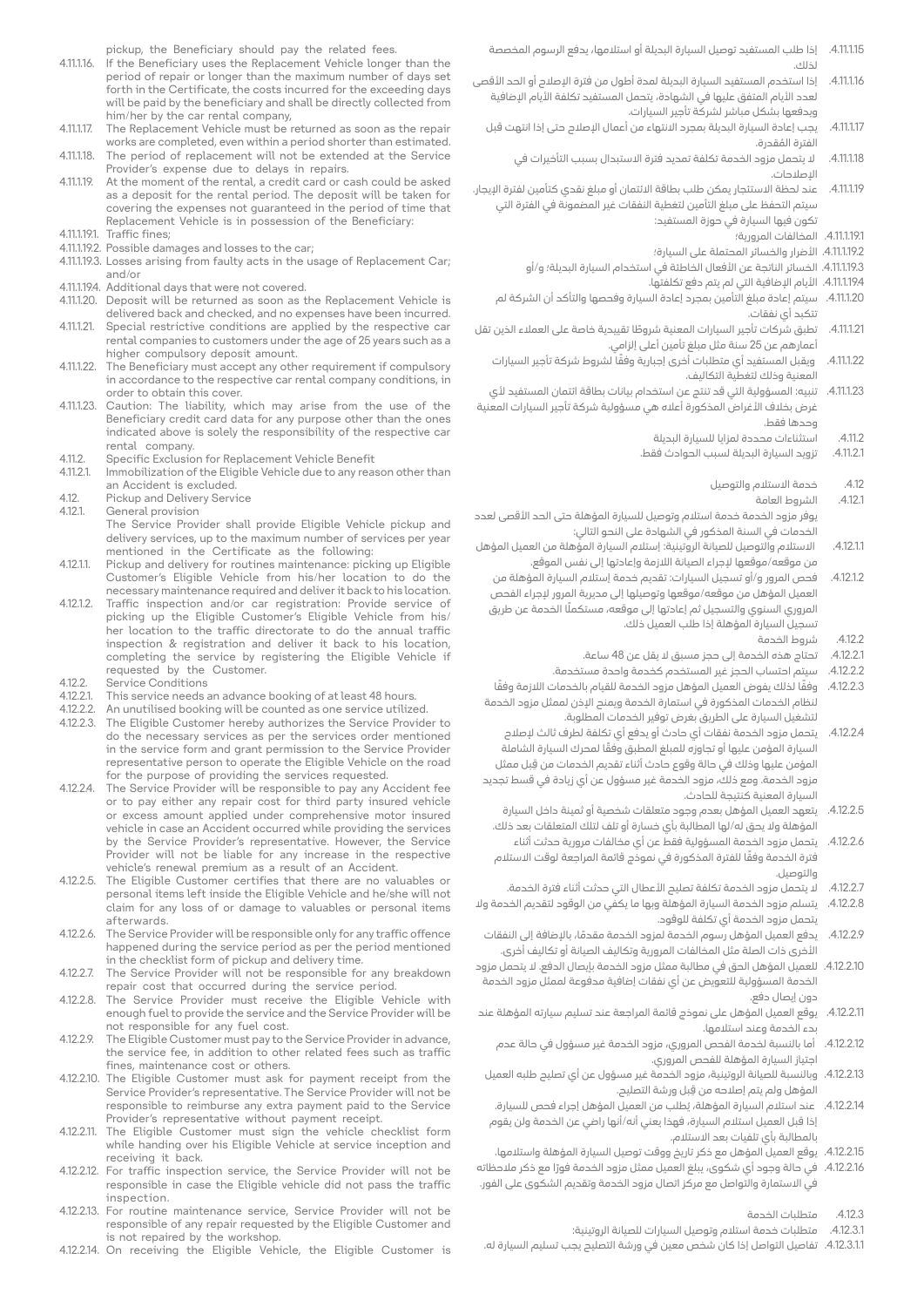pickup, the Beneficiary should pay the related fees.

4.11.1.16. If the Beneficiary uses the Replacement Vehicle longer than the period of repair or longer than the maximum number of days set forth in the Certificate, the costs incurred for the exceeding days will be paid by the beneficiary and shall be directly collected from him/her by the car rental company,

4.11.1.17. The Replacement Vehicle must be returned as soon as the repair works are completed, even within a period shorter than estimated.

4.11.1.18. The period of replacement will not be extended at the Service Provider's expense due to delays in repairs.

4.11.1.19. At the moment of the rental, a credit card or cash could be asked as a deposit for the rental period. The deposit will be taken for covering the expenses not guaranteed in the period of time that Replacement Vehicle is in possession of the Beneficiary:

4.11.1.19.1. Traffic fines;

4.11.1.19.2. Possible damages and losses to the car;

4.11.1.19.3. Losses arising from faulty acts in the usage of Replacement Car; and/or

4.11.1.19.4. Additional days that were not covered.

4.11.1.20. Deposit will be returned as soon as the Replacement Vehicle is delivered back and checked, and no expenses have been incurred.

4.11.1.21. Special restrictive conditions are applied by the respective car rental companies to customers under the age of 25 years such as a higher compulsory deposit amount.

4.11.1.22. The Beneficiary must accept any other requirement if compulsory in accordance to the respective car rental company conditions, in order to obtain this cover.

4.11.1.23. Caution: The liability, which may arise from the use of the Beneficiary credit card data for any purpose other than the ones indicated above is solely the responsibility of the respective car rental company.

4.11.2. Specific Exclusion for Replacement Vehicle Benefit

4.11.2.1. Immobilization of the Eligible Vehicle due to any reason other than an Accident is excluded.

4.12. Pickup and Delivery Service

4.12.1. General provision

The Service Provider shall provide Eligible Vehicle pickup and delivery services, up to the maximum number of services per year mentioned in the Certificate as the following:

4.12.1.1. Pickup and delivery for routines maintenance: picking up Eligible Customer's Eligible Vehicle from his/her location to do the necessary maintenance required and deliver it back to his location.

4.12.1.2. Traffic inspection and/or car registration: Provide service of picking up the Eligible Customer's Eligible Vehicle from his/her location to the traffic directorate to do the annual traffic inspection & registration and deliver it back to his location, completing the service by registering the Eligible Vehicle if requested by the Customer.

4.12.2. Service Conditions

4.12.2.1. This service needs an advance booking of at least 48 hours.

4.12.2.2. An unutilised booking will be counted as one service utilized.

4.12.2.3. The Eligible Customer hereby authorizes the Service Provider to do the necessary services as per the services order mentioned in the service form and grant permission to the Service Provider representative person to operate the Eligible Vehicle on the road for the purpose of providing the services requested.

4.12.2.4. The Service Provider will be responsible to pay any Accident fee or to pay either any repair cost for third party insured vehicle or excess amount applied under comprehensive motor insured vehicle in case an Accident occurred while providing the services by the Service Provider's representative. However, the Service Provider will not be liable for any increase in the respective vehicle's renewal premium as a result of an Accident.

4.12.2.5. The Eligible Customer certifies that there are no valuables or personal items left inside the Eligible Vehicle and he/she will not claim for any loss of or damage to valuables or personal items afterwards.

4.12.2.6. The Service Provider will be responsible only for any traffic offence happened during the service period as per the period mentioned in the checklist form of pickup and delivery time.

4.12.2.7. The Service Provider will not be responsible for any breakdown repair cost that occurred during the service period.

4.12.2.8. The Service Provider must receive the Eligible Vehicle with enough fuel to provide the service and the Service Provider will be not responsible for any fuel cost.

4.12.2.9. The Eligible Customer must pay to the Service Provider in advance, the service fee, in addition to other related fees such as traffic fines, maintenance cost or others.

4.12.2.10. The Eligible Customer must ask for payment receipt from the Service Provider's representative. The Service Provider will not be responsible to reimburse any extra payment paid to the Service Provider's representative without payment receipt.

4.12.2.11. The Eligible Customer must sign the vehicle checklist form while handing over his Eligible Vehicle at service inception and receiving it back.

4.12.2.12. For traffic inspection service, the Service Provider will not be responsible in case the Eligible vehicle did not pass the traffic inspection.

4.12.2.13. For routine maintenance service, Service Provider will not be responsible of any repair requested by the Eligible Customer and is not repaired by the workshop.

4.12.2.14. On receiving the Eligible Vehicle, the Eligible Customer is

4.11.1.15. إذا طلب المستفيد توصيل السيارة البديلة أو استلامها، يدفع الرسوم المخصصة لذلك.

4.11.1.16. إذا استخدم المستفيد السيارة البديلة لمدة أطول من فترة الإصلاح أو الحد الأقصى لعدد الأيام المتفق عليها في الشهادة، يتحمل المستفيد تكلفة الأيام الإضافية ويدفعها بشكل مباشر لشركة تأجير السيارات.

4.11.1.17. يجب إعادة السيارة البديلة بمجرد الانتهاء من أعمال الإصلاح حتى إذا انتهت قبل الفترة المقدرة.

4.11.1.18. لا يتحمل مزود الخدمة تكلفة تمديد فترة الاستبدال بسبب التأخيرات في الإصلاحات.

4.11.1.19. عند لحظة الاستئجار يمكن طلب بطاقة الائتمان أو مبلغ نقدي كتأمين لفترة الإيجار. سيتم التحفظ على مبلغ التأمين لتغطية النفقات غير المضمونة في الفترة التي تكون فيها السيارة في حوزة المستفيد:

4.11.1.19.1. المخالفات المرورية؛

4.11.1.19.2. الأضرار والخسائر المحتملة على السيارة؛

4.11.1.19.3. الخسائر الناتجة عن الأفعال الخاطئة في استخدام السيارة البديلة؛ و/أو

4.11.1.19.4. الأيام الإضافية التي لم يتم دفع تكلفتها.

4.11.1.20. سيتم إعادة مبلغ التأمين بمجرد إعادة السيارة وفحصها والتأكد أن الشركة لم تتكبد أي نفقات.

4.11.1.21. تطبق شركات تأجير السيارات المعنية شروطًا تقييدية خاصة على العملاء الذين تقل أعمارهم عن 25 سنة مثل مبلغ تأمين أعلى إلزامي.

4.11.1.22. ويقبل المستفيد أي متطلبات أخرى إجبارية وفقًا لشروط شركة تأجير السيارات المعنية وذلك لتغطية التكاليف.

4.11.1.23. تنبيه: المسؤولية التي قد تنتج عن استخدام بيانات بطاقة ائتمان المستفيد لأي غرض بخلاف الأغراض المذكورة أعلاه هي مسؤولية شركة تأجير السيارات المعنية وحدها فقط.

4.11.2. استثناءات محددة لمزايا للسيارة البديلة

4.11.2.1. تزويد السيارة البديلة لسبب الحوادث فقط.

4.12. خدمة الاستلام والتوصيل

4.12.1. الشروط العامة

يوفر مزود الخدمة خدمة استلام وتوصيل للسيارة المؤهلة حتى الحد الأقصى لعدد الخدمات في السنة المذكور في الشهادة على النحو التالي:

4.12.1.1. الاستلام والتوصيل للصيانة الروتينية: إستلام السيارة المؤهلة من العميل المؤهل من موقعه/موقعها لإجراء الصيانة اللازمة وإعادتها إلى نفس الموقع.

4.12.1.2. فحص المرور و/أو تسجيل السيارات: تقديم خدمة إستلام السيارة المؤهلة من العميل المؤهل من موقعه/موقعها وتوصيلها إلى مديرية المرور لإجراء الفحص المروري السنوي والتسجيل ثم إعادتها إلى موقعه، مستكملًا الخدمة عن طريق تسجيل السيارة المؤهلة إذا طلب العميل ذلك.

4.12.2. شروط الخدمة

4.12.2.1. تحتاج هذه الخدمة إلى حجز مسبق لا يقل عن 48 ساعة.

4.12.2.2. سيتم احتساب الحجز غير المستخدم كخدمة واحدة مستخدمة.

4.12.2.3. وفقًا لذلك يفوض العميل المؤهل مزود الخدمة للقيام بالخدمات اللازمة وفقًا لنظام الخدمات المذكورة في استمارة الخدمة ويمنح الإذن لممثل مزود الخدمة لتشغيل السيارة على الطريق بغرض توفير الخدمات المطلوبة.

4.12.2.4. يتحمل مزود الخدمة نفقات أي حادث أو يدفع أي تكلفة لطرف ثالث لإصلاح السيارة المؤمن عليها أو تجاوزه للمبلغ المطبق وفقًا لمحرك السيارة الشاملة المؤمن عليها وذلك في حالة وقوع حادث أثناء تقديم الخدمات من قبل ممثل مزود الخدمة. ومع ذلك، مزود الخدمة غير مسؤول عن أي زيادة في قسط تجديد السيارة المعنية كنتيجة للحادث.

4.12.2.5. يتعهد العميل المؤهل بعدم وجود متعلقات شخصية أو ثمينة داخل السيارة المؤهلة ولا يحق له/لها المطالبة بأي خسارة أو تلف تلك المتعلقات بعد ذلك.

4.12.2.6. يتحمل مزود الخدمة المسؤولية فقط عن أي مخالفات مرورية حدثت أثناء فترة الخدمة وفقًا للفترة المذكورة في نموذج قائمة المراجعة لوقت الاستلام والتوصيل.

4.12.2.7. لا يتحمل مزود الخدمة تكلفة تصليح الأعطال التي حدثت أثناء فترة الخدمة.

4.12.2.8. يتسلم مزود الخدمة السيارة المؤهلة وبها ما يكفي من الوقود لتقديم الخدمة ولا يتحمل مزود الخدمة أي تكلفة للوقود.

4.12.2.9. يدفع العميل المؤهل رسوم الخدمة لمزود الخدمة مقدمًا، بالإضافة إلى النفقات الأخرى ذات الصلة مثل المخالفات المرورية وتكاليف الصيانة أو تكاليف أخرى.

4.12.2.10. للعميل المؤهل الحق في مطالبة ممثل مزود الخدمة بإيصال الدفع. لا يتحمل مزود الخدمة المسؤولية للتعويض عن أي نفقات إضافية مدفوعة لممثل مزود الخدمة دون إيصال دفع.

4.12.2.11. يوقع العميل المؤهل على نموذج قائمة المراجعة عند تسليم سيارته المؤهلة عند بدء الخدمة وعند استلامها.

4.12.2.12. أما بالنسبة لخدمة الفحص المروري، مزود الخدمة غير مسؤول في حالة عدم اجتياز السيارة المؤهلة للفحص المروري.

4.12.2.13. وبالنسبة للصيانة الروتينية، مزود الخدمة غير مسؤول عن أي تصليح طلبه العميل المؤهل ولم يتم إصلاحه من قِبل ورشة التصليح.

4.12.2.14. عند استلام السيارة المؤهلة، يُطلب من العميل المؤهل إجراء فحص للسيارة. إذا قبل العميل استلام السيارة، فهذا يعني أنه/أنها راضي عن الخدمة ولن يقوم بالمطالبة بأي تلفيات بعد الاستلام.

4.12.2.15. يوقع العميل المؤهل مع ذكر تاريخ ووقت توصيل السيارة المؤهلة واستلامها.

4.12.2.16. في حالة وجود أي شكوى، يبلغ العميل ممثل مزود الخدمة فورًا مع ذكر ملاحظاته في الاستمارة والتواصل مع مركز اتصال مزود الخدمة وتقديم الشكوى على الفور.

4.12.3. متطلبات الخدمة

4.12.3.1. متطلبات خدمة استلام وتوصيل السيارات للصيانة الروتينية:

4.12.3.1.1. تفاصيل التواصل إذا كان شخص معين في ورشة التصليح يجب تسليم السيارة له.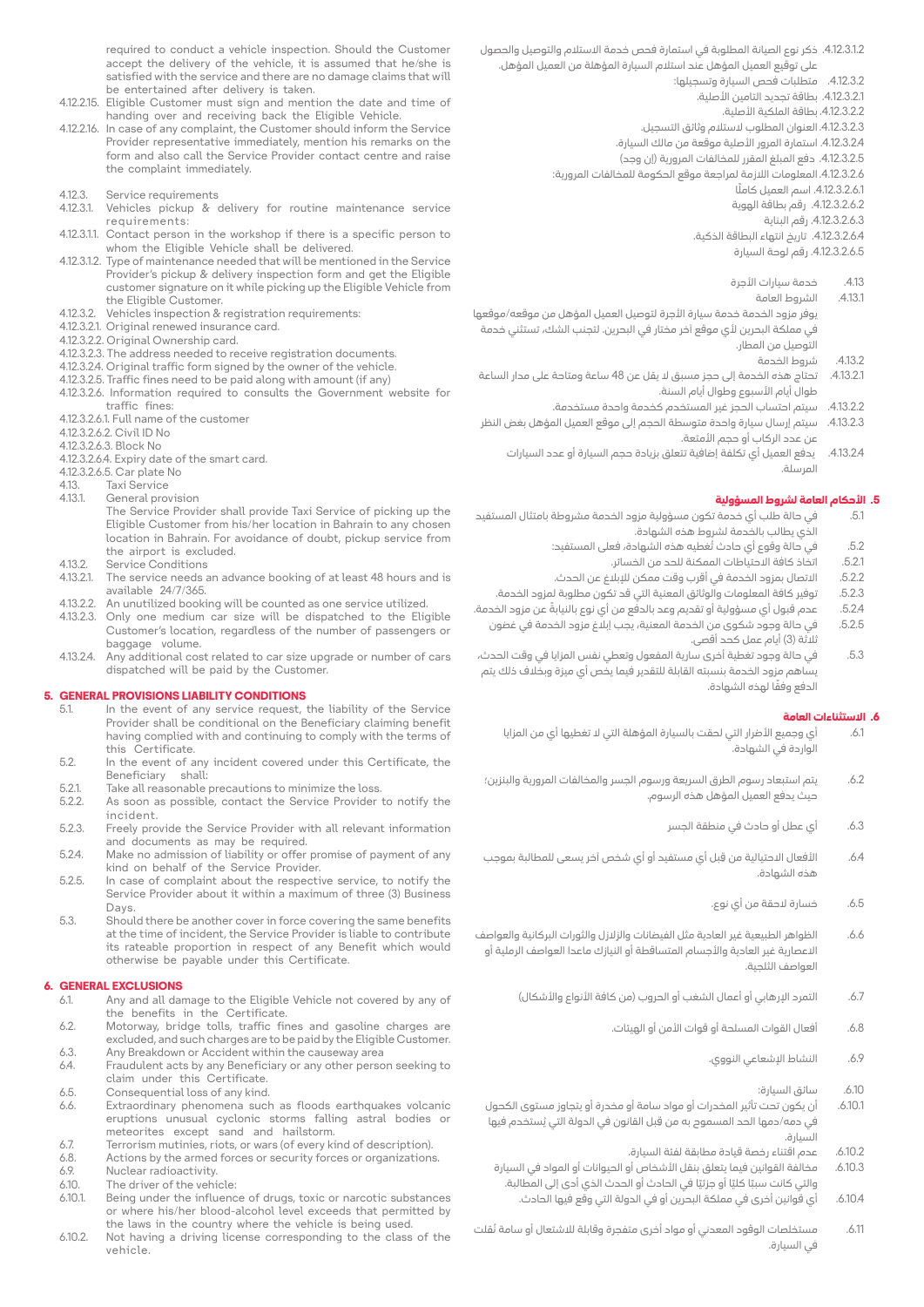required to conduct a vehicle inspection. Should the Customer accept the delivery of the vehicle, it is assumed that he/she is satisfied with the service and there are no damage claims that will be entertained after delivery is taken.

4.12.2.15. Eligible Customer must sign and mention the date and time of handing over and receiving back the Eligible Vehicle.

4.12.2.16. In case of any complaint, the Customer should inform the Service Provider representative immediately, mention his remarks on the form and also call the Service Provider contact centre and raise the complaint immediately.

4.12.3. Service requirements

4.12.3.1. Vehicles pickup & delivery for routine maintenance service requirements:

4.12.3.1.1. Contact person in the workshop if there is a specific person to whom the Eligible Vehicle shall be delivered.

4.12.3.1.2. Type of maintenance needed that will be mentioned in the Service Provider's pickup & delivery inspection form and get the Eligible customer signature on it while picking up the Eligible Vehicle from the Eligible Customer.

4.12.3.2. Vehicles inspection & registration requirements:

4.12.3.2.1. Original renewed insurance card.

4.12.3.2.2. Original Ownership card.

4.12.3.2.3. The address needed to receive registration documents.

4.12.3.2.4. Original traffic form signed by the owner of the vehicle.

4.12.3.2.5. Traffic fines need to be paid along with amount (if any)

4.12.3.2.6. Information required to consults the Government website for traffic fines:

4.12.3.2.6.1. Full name of the customer

4.12.3.2.6.2. Civil ID No

4.12.3.2.6.3. Block No

4.12.3.2.6.4. Expiry date of the smart card.

4.12.3.2.6.5. Car plate No

4.13. Taxi Service

4.13.1. General provision

The Service Provider shall provide Taxi Service of picking up the Eligible Customer from his/her location in Bahrain to any chosen location in Bahrain. For avoidance of doubt, pickup service from the airport is excluded.

4.13.2. Service Conditions

4.13.2.1. The service needs an advance booking of at least 48 hours and is available 24/7/365.

4.13.2.2. An unutilized booking will be counted as one service utilized.

4.13.2.3. Only one medium car size will be dispatched to the Eligible Customer's location, regardless of the number of passengers or baggage volume.

4.13.2.4. Any additional cost related to car size upgrade or number of cars dispatched will be paid by the Customer.

## 5. GENERAL PROVISIONS LIABILITY CONDITIONS

5.1. In the event of any service request, the liability of the Service Provider shall be conditional on the Beneficiary claiming benefit having complied with and continuing to comply with the terms of this Certificate.

5.2. In the event of any incident covered under this Certificate, the Beneficiary shall:

5.2.1. Take all reasonable precautions to minimize the loss.

5.2.2. As soon as possible, contact the Service Provider to notify the incident.

5.2.3. Freely provide the Service Provider with all relevant information and documents as may be required.

5.2.4. Make no admission of liability or offer promise of payment of any kind on behalf of the Service Provider.

5.2.5. In case of complaint about the respective service, to notify the Service Provider about it within a maximum of three (3) Business Days.

5.3. Should there be another cover in force covering the same benefits at the time of incident, the Service Provider is liable to contribute its rateable proportion in respect of any Benefit which would otherwise be payable under this Certificate.

## 6. GENERAL EXCLUSIONS

6.1. Any and all damage to the Eligible Vehicle not covered by any of the benefits in the Certificate.

6.2. Motorway, bridge tolls, traffic fines and gasoline charges are excluded, and such charges are to be paid by the Eligible Customer.

6.3. Any Breakdown or Accident within the causeway area

6.4. Fraudulent acts by any Beneficiary or any other person seeking to claim under this Certificate.

6.5. Consequential loss of any kind.

6.6. Extraordinary phenomena such as floods earthquakes volcanic eruptions unusual cyclonic storms falling astral bodies or meteorites except sand and hailstorm.

6.7. Terrorism mutinies, riots, or wars (of every kind of description).

6.8. Actions by the armed forces or security forces or organizations.

6.9. Nuclear radioactivity.

6.10. The driver of the vehicle:

6.10.1. Being under the influence of drugs, toxic or narcotic substances or where his/her blood-alcohol level exceeds that permitted by the laws in the country where the vehicle is being used.

6.10.2. Not having a driving license corresponding to the class of the vehicle.

4.12.3.1.2. ذكر نوع الصيانة المطلوبة في استمارة فحص خدمة الاستلام والتوصيل والحصول على توقيع العميل المؤهل عند استلام السيارة المؤهلة من العميل المؤهل.

4.12.3.2. متطلبات فحص السيارة وتسجيلها:

4.12.3.2.1. بطاقة تجديد التامين الأصلية.

4.12.3.2.2. بطاقة الملكية الأصلية.

4.12.3.2.3. العنوان المطلوب لاستلام وثائق التسجيل.

4.12.3.2.4. استمارة المرور الأصلية موقعة من مالك السيارة.

4.12.3.2.5. دفع المبلغ المقرر للمخالفات المرورية (إن وجد)

4.12.3.2.6. المعلومات اللازمة لمراجعة موقع الحكومة للمخالفات المرورية:

4.12.3.2.6.1. اسم العميل كاملًا

4.12.3.2.6.2. رقم بطاقة الهوية

4.12.3.2.6.3. رقم البناية

4.12.3.2.6.4. تاريخ انتهاء البطاقة الذكية.

4.12.3.2.6.5. رقم لوحة السيارة

4.13. خدمة سيارات الأجرة

4.13.1. الشروط العامة

يوفر مزود الخدمة خدمة سيارة الأجرة لتوصيل العميل المؤهل من موقعه/موقعها في مملكة البحرين لأي موقع آخر مختار في البحرين. لتجنب الشك، تستثنى خدمة التوصيل من المطار.

4.13.2. شروط الخدمة

4.13.2.1. تحتاج هذه الخدمة إلى حجز مسبق لا يقل عن 48 ساعة ومتاحة على مدار الساعة طوال أيام الأسبوع وطوال أيام السنة.

4.13.2.2. سيتم احتساب الحجز غير المستخدم كخدمة واحدة مستخدمة.

4.13.2.3. سيتم إرسال سيارة واحدة متوسطة الحجم إلى موقع العميل المؤهل بغض النظر عن عدد الركاب أو حجم الأمتعة.

4.13.2.4. يدفع العميل أي تكلفة إضافية تتعلق بزيادة حجم السيارة أو عدد السيارات المرسلة.

## 5. الأحكام العامة لشروط المسؤولية

5.1. في حالة طلب أي خدمة تكون مسؤولية مزود الخدمة مشروطة بامتثال المستفيد الذي يطالب بالخدمة لشروط هذه الشهادة.

5.2. في حالة وقوع أي حادث تُغطيه هذه الشهادة، فعلى المستفيد:

5.2.1. اتخاذ كافة الاحتياطات الممكنة للحد من الخسائر.

5.2.2. الاتصال بمزود الخدمة في أقرب وقت ممكن للإبلاغ عن الحدث.

5.2.3. توفير كافة المعلومات والوثائق المعنية التي قد تكون مطلوبة لمزود الخدمة.

5.2.4. عدم قبول أي مسؤولية أو تقديم وعد بالدفع من أي نوع بالنيابةً عن مزود الخدمة.

5.2.5. في حالة وجود شكوى من الخدمة المعنية، يجب إبلاغ مزود الخدمة في غضون ثلاثة (3) أيام عمل كحد أقصى.

5.3. في حالة وجود تغطية أخرى سارية المفعول وتغطي نفس المزايا في وقت الحدث، يساهم مزود الخدمة بنسبته القابلة للتقدير فيما يخص أي ميزة وبخلاف ذلك يتم الدفع وفقًا لهذه الشهادة.

## 6. الاستثناءات العامة

6.1. أي وجميع الأضرار التي لحقت بالسيارة المؤهلة التي لا تغطيها أي من المزايا الواردة في الشهادة.

6.2. يتم استبعاد رسوم الطرق السريعة ورسوم الجسر والمخالفات المرورية والبنزين؛ حيث يدفع العميل المؤهل هذه الرسوم.

6.3. أي عطل أو حادث في منطقة الجسر

6.4. الأفعال الاحتيالية من قبل أي مستفيد أو أي شخص آخر يسعى للمطالبة بموجب هذه الشهادة.

6.5. خسارة لاحقة من أي نوع.

6.6. الظواهر الطبيعية غير العادية مثل الفيضانات والزلازل والثورات البركانية والعواصف الاعصارية غير العادية والأجسام المتساقطة أو النيازك ماعدا العواصف الرملية أو العواصف الثلجية.

6.7. التمرد الإرهابي أو أعمال الشغب أو الحروب (من كافة الأنواع والأشكال)

6.8. أفعال القوات المسلحة أو قوات الأمن أو الهيئات.

6.9. النشاط الإشعاعي النووي.

6.10. سائق السيارة:

6.10.1. أن يكون تحت تأثير المخدرات أو مواد سامة أو مخدرة أو يتجاوز مستوى الكحول في دمه/دمها الحد المسموح به من قبل القانون في الدولة التي يُستخدم فيها السيارة.

6.10.2. عدم اقتناء رخصة قيادة مطابقة لفئة السيارة.

6.10.3. مخالفة القوانين فيما يتعلق بنقل الأشخاص أو الحيوانات أو المواد في السيارة والتي كانت سببًا كليًا أو جزئيًا في الحادث أو الحدث الذي أدى إلى المطالبة.

6.10.4. أي قوانين أخرى في مملكة البحرين أو في الدولة التي وقع فيها الحادث.

6.11. مستخلصات الوقود المعدني أو مواد أخرى متفجرة وقابلة للاشتعال أو سامة نُقلت في السيارة.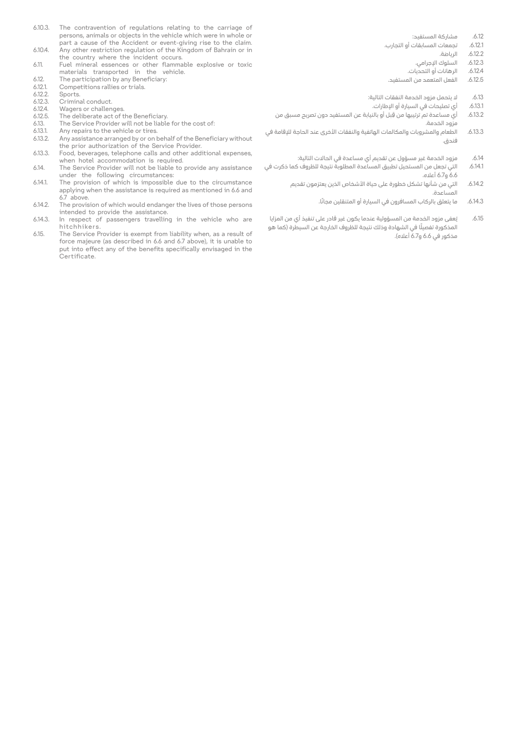6.10.3. The contravention of regulations relating to the carriage of persons, animals or objects in the vehicle which were in whole or part a cause of the Accident or event-giving rise to the claim.

6.10.4. Any other restriction regulation of the Kingdom of Bahrain or in the country where the incident occurs.

6.11. Fuel mineral essences or other flammable explosive or toxic materials transported in the vehicle.

6.12. The participation by any Beneficiary:

6.12.1. Competitions rallies or trials.

6.12.2. Sports.

6.12.3. Criminal conduct.

6.12.4. Wagers or challenges.

6.12.5. The deliberate act of the Beneficiary.

6.13. The Service Provider will not be liable for the cost of:

6.13.1. Any repairs to the vehicle or tires.

6.13.2. Any assistance arranged by or on behalf of the Beneficiary without the prior authorization of the Service Provider.

6.13.3. Food, beverages, telephone calls and other additional expenses, when hotel accommodation is required.

6.14. The Service Provider will not be liable to provide any assistance under the following circumstances:

6.14.1. The provision of which is impossible due to the circumstance applying when the assistance is required as mentioned in 6.6 and 6.7 above.

6.14.2. The provision of which would endanger the lives of those persons intended to provide the assistance.

6.14.3. In respect of passengers travelling in the vehicle who are hitchhikers.

6.15. The Service Provider is exempt from liability when, as a result of force majeure (as described in 6.6 and 6.7 above), it is unable to put into effect any of the benefits specifically envisaged in the Certificate.

6.12. مشاركة المستفيد:

6.12.1. تجمعات المسابقات أو التجارب.

6.12.2. الرياضة.

6.12.3. السلوك الإجرامي.

6.12.4. الرهانات أو التحديات.

6.12.5. الفعل المتعمد من المستفيد.

6.13. لا يتحمل مزود الخدمة النفقات التالية:

6.13.1. أي تصليحات في السيارة أو الإطارات.

6.13.2. أي مساعدة تم ترتيبها من قِبل أو بالنيابة عن المستفيد دون تصريح مسبق من مزود الخدمة.

6.13.3. الطعام والمشروبات والمكالمات الهاتفية والنفقات الأخرى عند الحاجة للإقامة في فندق.

6.14. مزود الخدمة غير مسؤول عن تقديم أي مساعدة في الحالات التالية:

6.14.1. التي تجعل من المستحيل تطبيق المساعدة المطلوبة نتيجة للظروف كما ذكرت في 6.6 و6.7 أعلاه.

6.14.2. التي من شأنها تشكل خطورة على حياة الأشخاص الذين يعتزمون تقديم المساعدة.

6.14.3. ما يتعلق بالركاب المسافرون في السيارة أو المتنقلين مجانًا.

6.15. يُعفى مزود الخدمة من المسؤولية عندما يكون غير قادر على تنفيذ أي من المزايا المذكورة تفصيلًا في الشهادة وذلك نتيجة للظروف الخارجة عن السيطرة (كما هو مذكور في 6.6 و6.7 أعلاه).